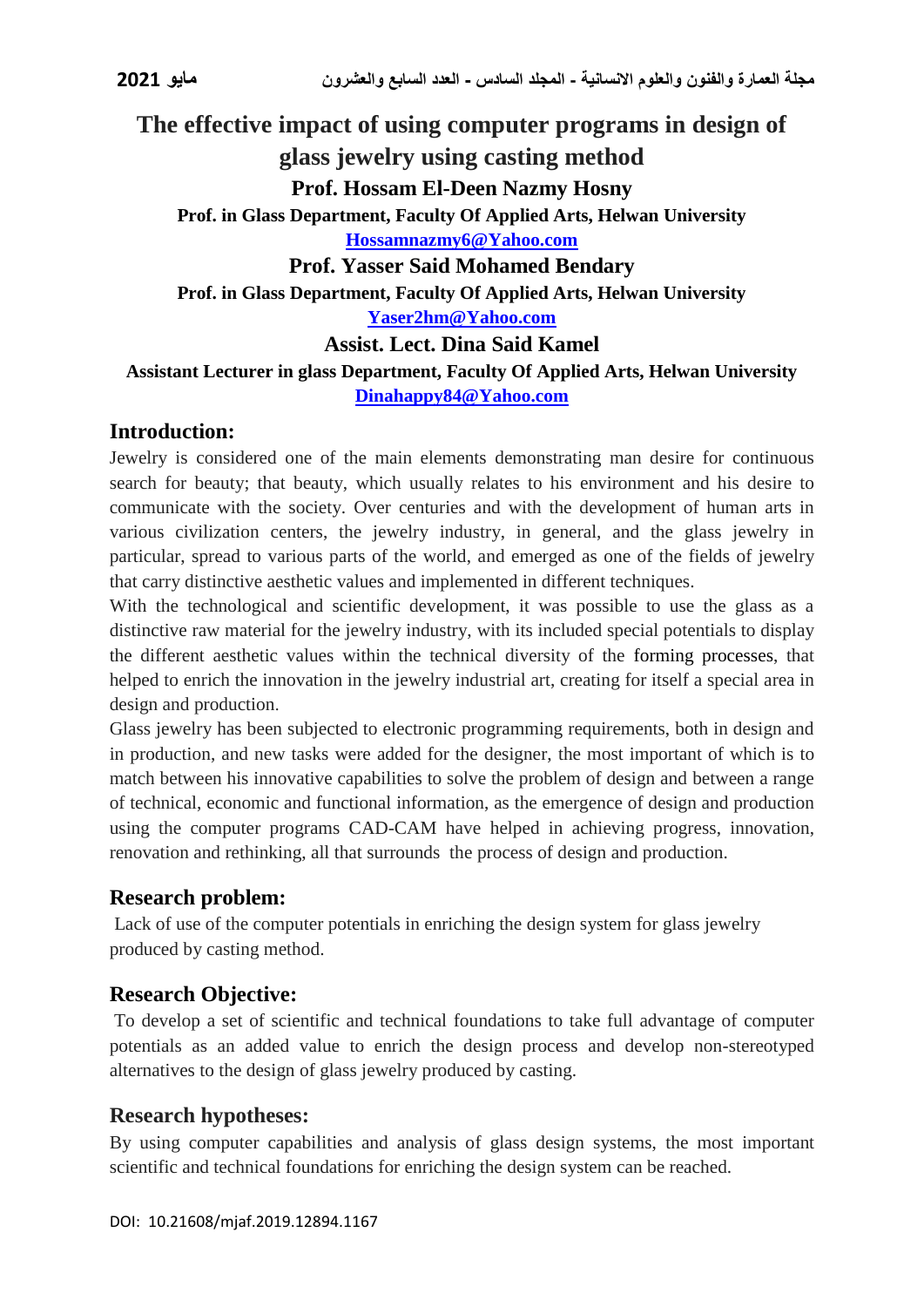# The effective impact of using computer programs in design of glass jewelry using casting method

**Prof. Hossam El-Deen Nazmy Hosny**

**Prof. in Glass Department, Faculty Of Applied Arts, Helwan University**

**Hossamnazmy6@Yahoo.com**

**Prof. Yasser Said Mohamed Bendary**

**Prof. in Glass Department, Faculty Of Applied Arts, Helwan University**

**Yaser2hm@Yahoo.com**

**Assist. Lect. Dina Said Kamel**

**Assistant Lecturer in glass Department, Faculty Of Applied Arts, Helwan University**

**Dinahappy84@Yahoo.com**

## Introduction:

Jewelry is considered one of the main elements demonstrating man desire for continuous search for beauty; that beauty, which usually relates to his environment and his desire to communicate with the society. Over centuries and with the development of human arts in various civilization centers, the jewelry industry, in general, and the glass jewelry in particular, spread to various parts of the world, and emerged as one of the fields of jewelry that carry distinctive aesthetic values and implemented in different techniques.

With the technological and scientific development, it was possible to use the glass as a distinctive raw material for the jewelry industry, with its included special potentials to display the different aesthetic values within the technical diversity of the forming processes, that helped to enrich the innovation in the jewelry industrial art, creating for itself a special area in design and production.

Glass jewelry has been subjected to electronic programming requirements, both in design and in production, and new tasks were added for the designer, the most important of which is to match between his innovative capabilities to solve the problem of design and between a range of technical, economic and functional information, as the emergence of design and production using the computer programs CAD-CAM have helped in achieving progress, innovation, renovation and rethinking, all that surrounds the process of design and production.

## Research problem:

Lack of use of the computer potentials in enriching the design system for glass jewelry produced by casting method.

## Research Objective:

To develop a set of scientific and technical foundations to take full advantage of computer potentials as an added value to enrich the design process and develop non-stereotyped alternatives to the design of glass jewelry produced by casting.

## Research hypotheses:

By using computer capabilities and analysis of glass design systems, the most important scientific and technical foundations for enriching the design system can be reached.

DOI: 10.21608/mjaf.2019.12894.1167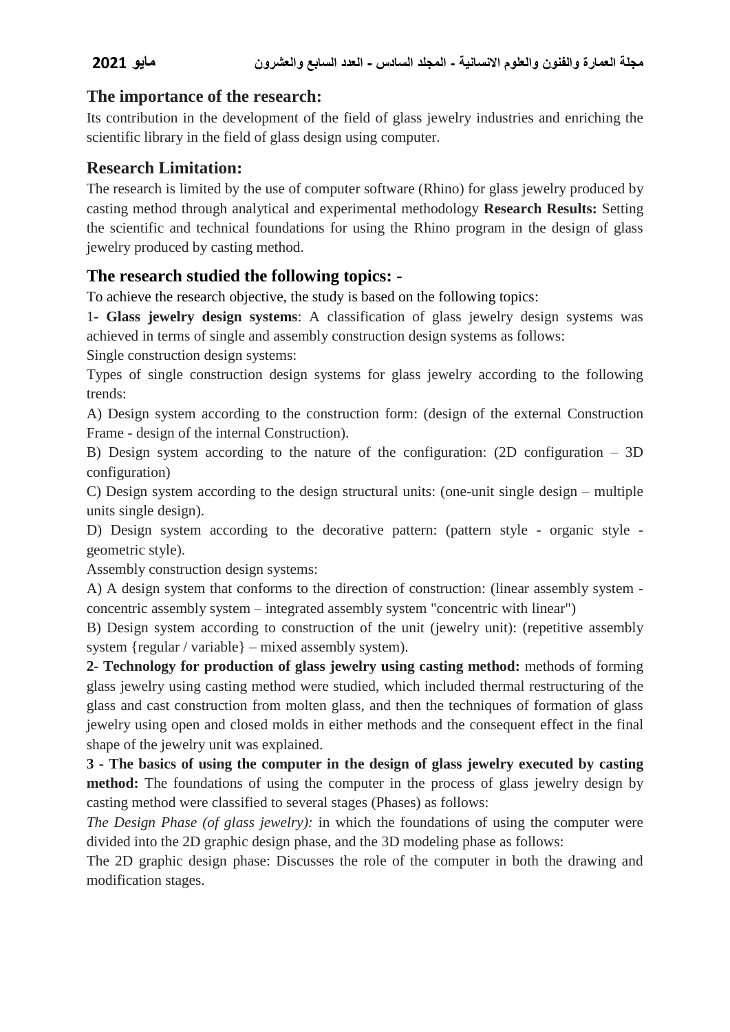## The importance of the research:

Its contribution in the development of the field of glass jewelry industries and enriching the scientific library in the field of glass design using computer.

## Research Limitation:

The research is limited by the use of computer software (Rhino) for glass jewelry produced by casting method through analytical and experimental methodology **Research Results:** Setting the scientific and technical foundations for using the Rhino program in the design of glass jewelry produced by casting method.

## The research studied the following topics: -

To achieve the research objective, the study is based on the following topics:

1- **Glass jewelry design systems**: A classification of glass jewelry design systems was achieved in terms of single and assembly construction design systems as follows:

Single construction design systems:

Types of single construction design systems for glass jewelry according to the following trends:

A) Design system according to the construction form: (design of the external Construction Frame - design of the internal Construction).

B) Design system according to the nature of the configuration: (2D configuration – 3D configuration)

C) Design system according to the design structural units: (one-unit single design – multiple units single design).

D) Design system according to the decorative pattern: (pattern style - organic style - geometric style).

Assembly construction design systems:

A) A design system that conforms to the direction of construction: (linear assembly system - concentric assembly system – integrated assembly system "concentric with linear")

B) Design system according to construction of the unit (jewelry unit): (repetitive assembly system {regular / variable} – mixed assembly system).

**2- Technology for production of glass jewelry using casting method:** methods of forming glass jewelry using casting method were studied, which included thermal restructuring of the glass and cast construction from molten glass, and then the techniques of formation of glass jewelry using open and closed molds in either methods and the consequent effect in the final shape of the jewelry unit was explained.

**3 - The basics of using the computer in the design of glass jewelry executed by casting method:** The foundations of using the computer in the process of glass jewelry design by casting method were classified to several stages (Phases) as follows:

*The Design Phase (of glass jewelry):* in which the foundations of using the computer were divided into the 2D graphic design phase, and the 3D modeling phase as follows:

The 2D graphic design phase: Discusses the role of the computer in both the drawing and modification stages.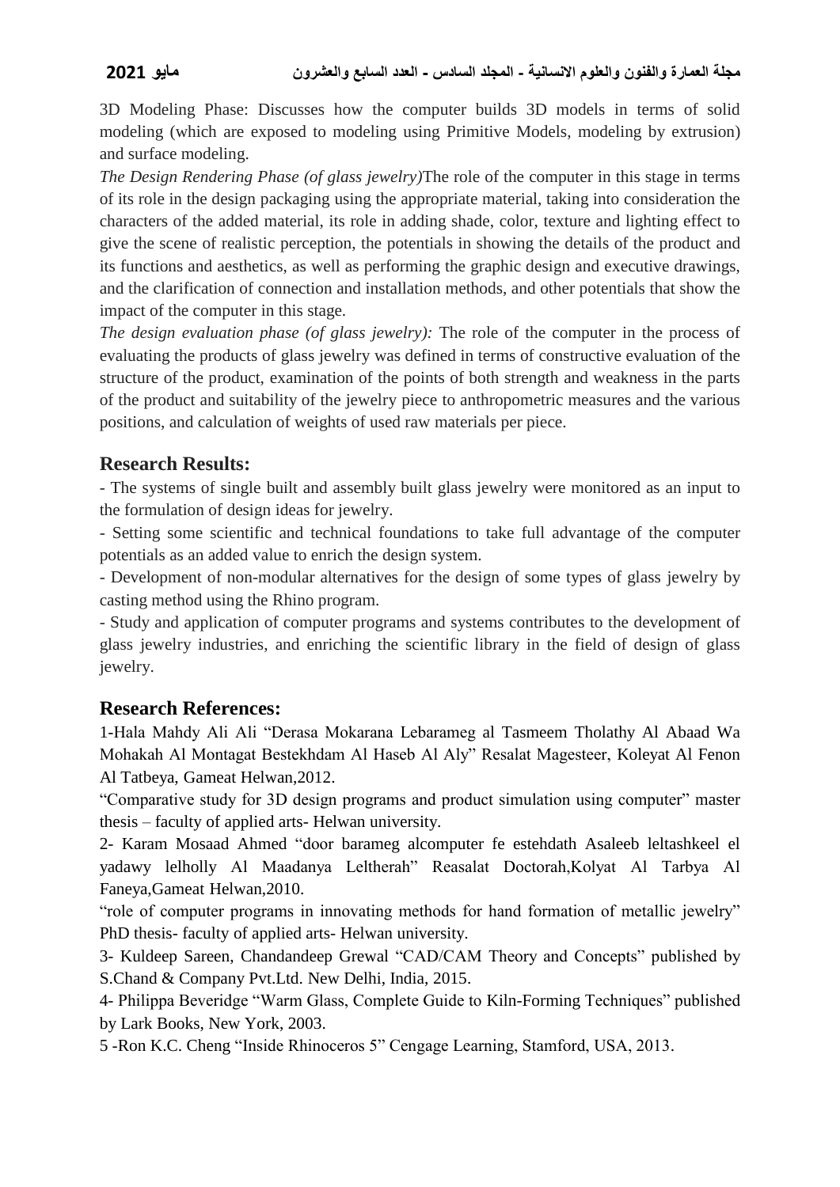3D Modeling Phase: Discusses how the computer builds 3D models in terms of solid modeling (which are exposed to modeling using Primitive Models, modeling by extrusion) and surface modeling.

*The Design Rendering Phase (of glass jewelry)*The role of the computer in this stage in terms of its role in the design packaging using the appropriate material, taking into consideration the characters of the added material, its role in adding shade, color, texture and lighting effect to give the scene of realistic perception, the potentials in showing the details of the product and its functions and aesthetics, as well as performing the graphic design and executive drawings, and the clarification of connection and installation methods, and other potentials that show the impact of the computer in this stage.

*The design evaluation phase (of glass jewelry):* The role of the computer in the process of evaluating the products of glass jewelry was defined in terms of constructive evaluation of the structure of the product, examination of the points of both strength and weakness in the parts of the product and suitability of the jewelry piece to anthropometric measures and the various positions, and calculation of weights of used raw materials per piece.

## Research Results:

- The systems of single built and assembly built glass jewelry were monitored as an input to the formulation of design ideas for jewelry.
- Setting some scientific and technical foundations to take full advantage of the computer potentials as an added value to enrich the design system.
- Development of non-modular alternatives for the design of some types of glass jewelry by casting method using the Rhino program.
- Study and application of computer programs and systems contributes to the development of glass jewelry industries, and enriching the scientific library in the field of design of glass jewelry.

## Research References:

1-Hala Mahdy Ali Ali "Derasa Mokarana Lebarameg al Tasmeem Tholathy Al Abaad Wa Mohakah Al Montagat Bestekhdam Al Haseb Al Aly" Resalat Magesteer, Koleyat Al Fenon Al Tatbeya, Gameat Helwan,2012.

"Comparative study for 3D design programs and product simulation using computer" master thesis – faculty of applied arts- Helwan university.

2- Karam Mosaad Ahmed "door barameg alcomputer fe estehdath Asaleeb leltashkeel el yadawy lelholly Al Maadanya Leltherah" Reasalat Doctorah,Kolyat Al Tarbya Al Faneya,Gameat Helwan,2010.

"role of computer programs in innovating methods for hand formation of metallic jewelry" PhD thesis- faculty of applied arts- Helwan university.

3- Kuldeep Sareen, Chandandeep Grewal "CAD/CAM Theory and Concepts" published by S.Chand & Company Pvt.Ltd. New Delhi, India, 2015.

4- Philippa Beveridge "Warm Glass, Complete Guide to Kiln-Forming Techniques" published by Lark Books, New York, 2003.

5 -Ron K.C. Cheng "Inside Rhinoceros 5" Cengage Learning, Stamford, USA, 2013.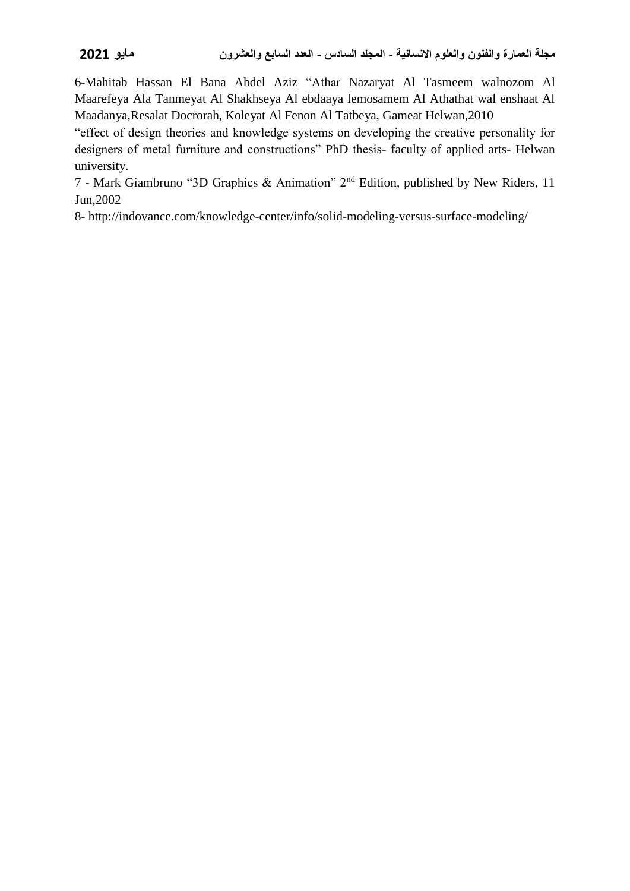6-Mahitab Hassan El Bana Abdel Aziz "Athar Nazaryat Al Tasmeem walnozom Al Maarefeya Ala Tanmeyat Al Shakhseya Al ebdaaya lemosamem Al Athathat wal enshaat Al Maadanya,Resalat Docrorah, Koleyat Al Fenon Al Tatbeya, Gameat Helwan,2010

"effect of design theories and knowledge systems on developing the creative personality for designers of metal furniture and constructions" PhD thesis- faculty of applied arts- Helwan university.

7 - Mark Giambruno "3D Graphics & Animation" 2nd Edition, published by New Riders, 11 Jun,2002

8- http://indovance.com/knowledge-center/info/solid-modeling-versus-surface-modeling/